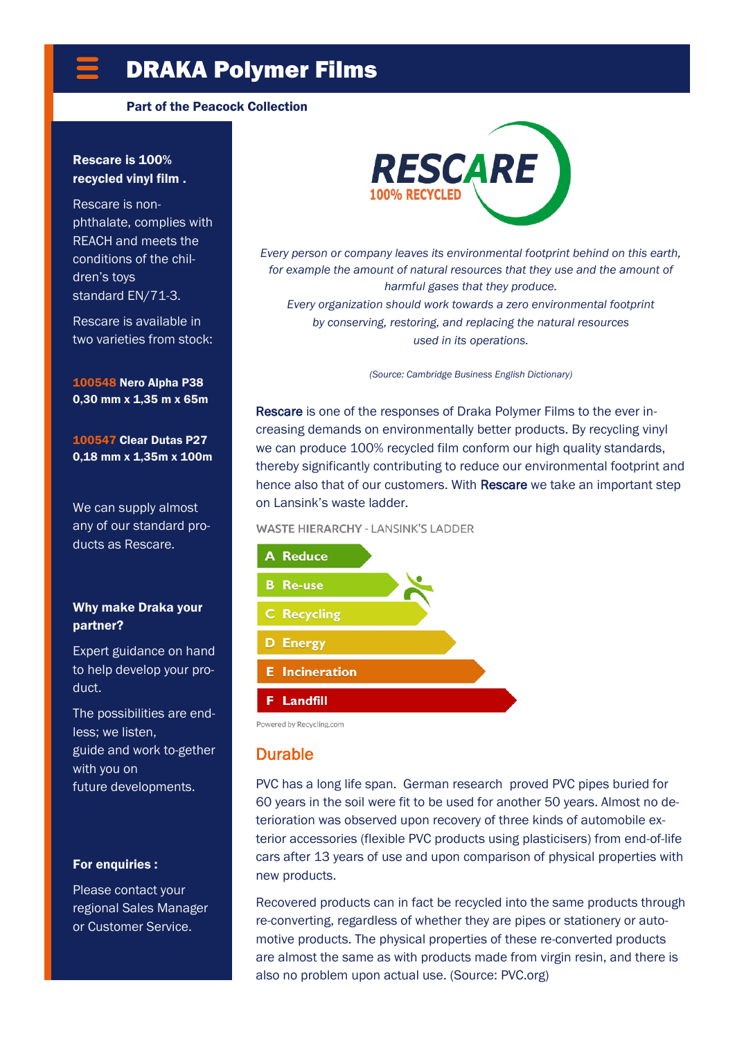# DRAKA Polymer Films

**Part of the Peacock Collection**

**Rescare is 100% recycled vinyl film .**

Rescare is non-phthalate, complies with REACH and meets the conditions of the children's toys standard EN/71-3.

Rescare is available in two varieties from stock:

**100548 Nero Alpha P38**
**0,30 mm x 1,35 m x 65m**

**100547 Clear Dutas P27**
**0,18 mm x 1,35m x 100m**

We can supply almost any of our standard products as Rescare.

**Why make Draka your partner?**

Expert guidance on hand to help develop your product.

The possibilities are endless; we listen, guide and work together with you on future developments.

**For enquiries :**

Please contact your regional Sales Manager or Customer Service.

RESCARE
100% RECYCLED

*Every person or company leaves its environmental footprint behind on this earth, for example the amount of natural resources that they use and the amount of harmful gases that they produce.*
*Every organization should work towards a zero environmental footprint by conserving, restoring, and replacing the natural resources used in its operations.*

*(Source: Cambridge Business English Dictionary)*

Rescare is one of the responses of Draka Polymer Films to the ever increasing demands on environmentally better products. By recycling vinyl we can produce 100% recycled film conform our high quality standards, thereby significantly contributing to reduce our environmental footprint and hence also that of our customers. With Rescare we take an important step on Lansink's waste ladder.

WASTE HIERARCHY - LANSINK'S LADDER

- A Reduce
- B Re-use
- C Recycling
- D Energy
- E Incineration
- F Landfill

Powered by Recycling.com

## Durable

PVC has a long life span. German research proved PVC pipes buried for 60 years in the soil were fit to be used for another 50 years. Almost no deterioration was observed upon recovery of three kinds of automobile exterior accessories (flexible PVC products using plasticisers) from end-of-life cars after 13 years of use and upon comparison of physical properties with new products.

Recovered products can in fact be recycled into the same products through re-converting, regardless of whether they are pipes or stationery or automotive products. The physical properties of these re-converted products are almost the same as with products made from virgin resin, and there is also no problem upon actual use. (Source: PVC.org)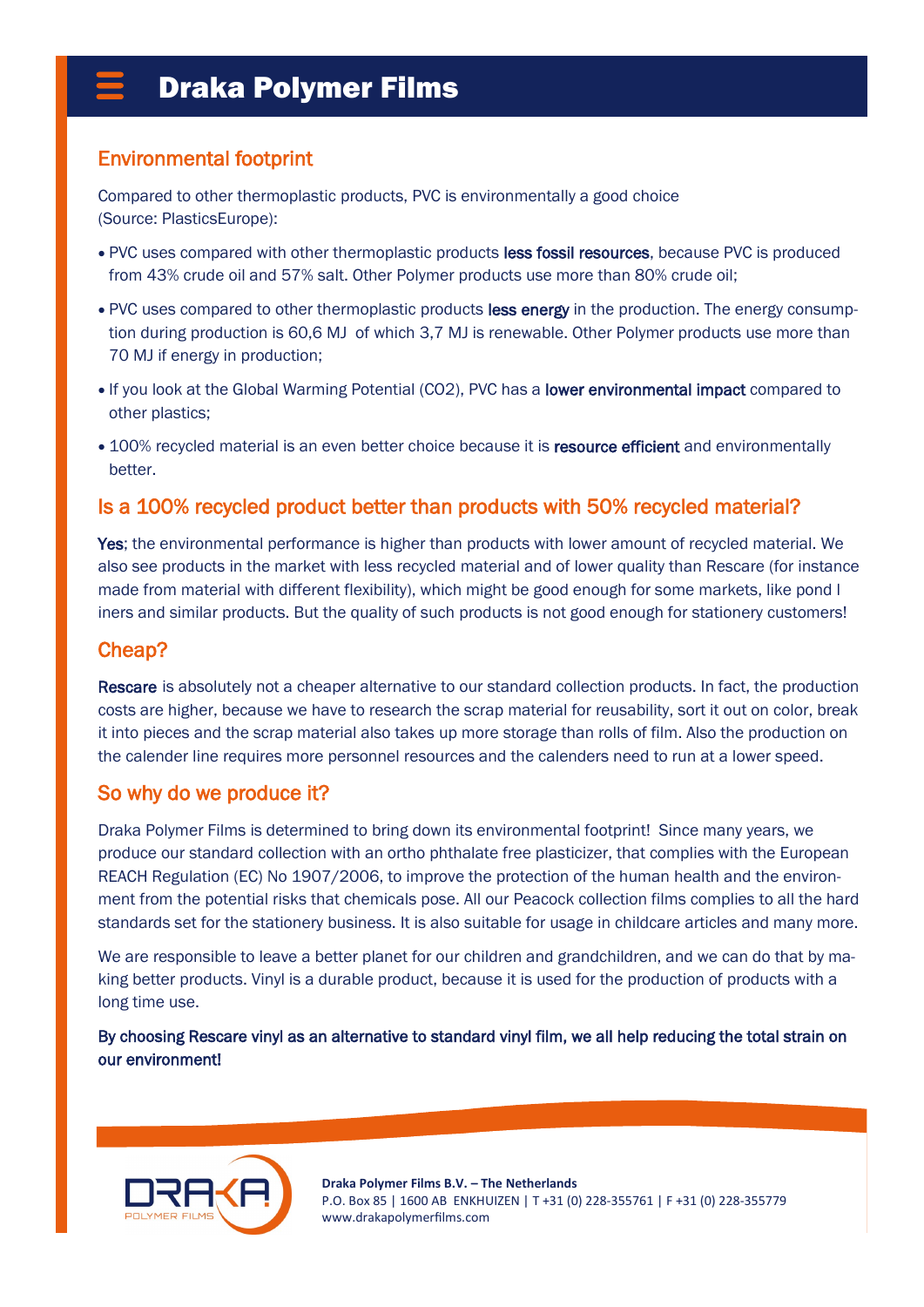# Draka Polymer Films

## Environmental footprint

Compared to other thermoplastic products, PVC is environmentally a good choice (Source: PlasticsEurope):

- PVC uses compared with other thermoplastic products **less fossil resources**, because PVC is produced from 43% crude oil and 57% salt. Other Polymer products use more than 80% crude oil;
- PVC uses compared to other thermoplastic products **less energy** in the production. The energy consumption during production is 60,6 MJ of which 3,7 MJ is renewable. Other Polymer products use more than 70 MJ if energy in production;
- If you look at the Global Warming Potential ($CO_2$), PVC has a **lower environmental impact** compared to other plastics;
- 100% recycled material is an even better choice because it is **resource efficient** and environmentally better.

## Is a 100% recycled product better than products with 50% recycled material?

**Yes**; the environmental performance is higher than products with lower amount of recycled material. We also see products in the market with less recycled material and of lower quality than Rescare (for instance made from material with different flexibility), which might be good enough for some markets, like pond liners and similar products. But the quality of such products is not good enough for stationery customers!

## Cheap?

**Rescare** is absolutely not a cheaper alternative to our standard collection products. In fact, the production costs are higher, because we have to research the scrap material for reusability, sort it out on color, break it into pieces and the scrap material also takes up more storage than rolls of film. Also the production on the calender line requires more personnel resources and the calenders need to run at a lower speed.

## So why do we produce it?

Draka Polymer Films is determined to bring down its environmental footprint! Since many years, we produce our standard collection with an ortho phthalate free plasticizer, that complies with the European REACH Regulation (EC) No 1907/2006, to improve the protection of the human health and the environment from the potential risks that chemicals pose. All our Peacock collection films complies to all the hard standards set for the stationery business. It is also suitable for usage in childcare articles and many more.

We are responsible to leave a better planet for our children and grandchildren, and we can do that by making better products. Vinyl is a durable product, because it is used for the production of products with a long time use.

**By choosing Rescare vinyl as an alternative to standard vinyl film, we all help reducing the total strain on our environment!**

DRAKA POLYMER FILMS

**Draka Polymer Films B.V. – The Netherlands**
P.O. Box 85 | 1600 AB ENKHUIZEN | T +31 (0) 228-355761 | F +31 (0) 228-355779
www.drakapolymerfilms.com